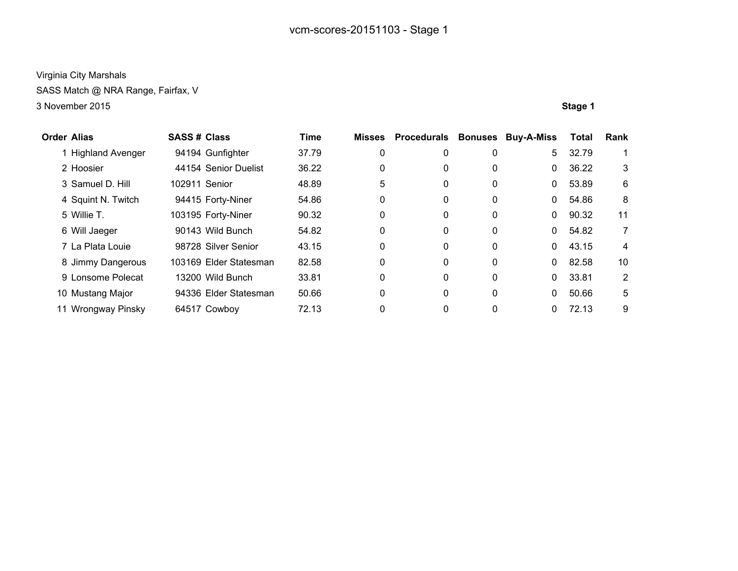# vcm-scores-20151103 - Stage 1

Virginia City Marshals

SASS Match @ NRA Range, Fairfax, V

3 November 2015

**Stage 1**

| Order | Alias | SASS # | Class | Time | Misses | Procedurals | Bonuses | Buy-A-Miss | Total | Rank |
|---|---|---|---|---|---|---|---|---|---|---|
| 1 | Highland Avenger | 94194 | Gunfighter | 37.79 | 0 | 0 | 0 | 5 | 32.79 | 1 |
| 2 | Hoosier | 44154 | Senior Duelist | 36.22 | 0 | 0 | 0 | 0 | 36.22 | 3 |
| 3 | Samuel D. Hill | 102911 | Senior | 48.89 | 5 | 0 | 0 | 0 | 53.89 | 6 |
| 4 | Squint N. Twitch | 94415 | Forty-Niner | 54.86 | 0 | 0 | 0 | 0 | 54.86 | 8 |
| 5 | Willie T. | 103195 | Forty-Niner | 90.32 | 0 | 0 | 0 | 0 | 90.32 | 11 |
| 6 | Will Jaeger | 90143 | Wild Bunch | 54.82 | 0 | 0 | 0 | 0 | 54.82 | 7 |
| 7 | La Plata Louie | 98728 | Silver Senior | 43.15 | 0 | 0 | 0 | 0 | 43.15 | 4 |
| 8 | Jimmy Dangerous | 103169 | Elder Statesman | 82.58 | 0 | 0 | 0 | 0 | 82.58 | 10 |
| 9 | Lonsome Polecat | 13200 | Wild Bunch | 33.81 | 0 | 0 | 0 | 0 | 33.81 | 2 |
| 10 | Mustang Major | 94336 | Elder Statesman | 50.66 | 0 | 0 | 0 | 0 | 50.66 | 5 |
| 11 | Wrongway Pinsky | 64517 | Cowboy | 72.13 | 0 | 0 | 0 | 0 | 72.13 | 9 |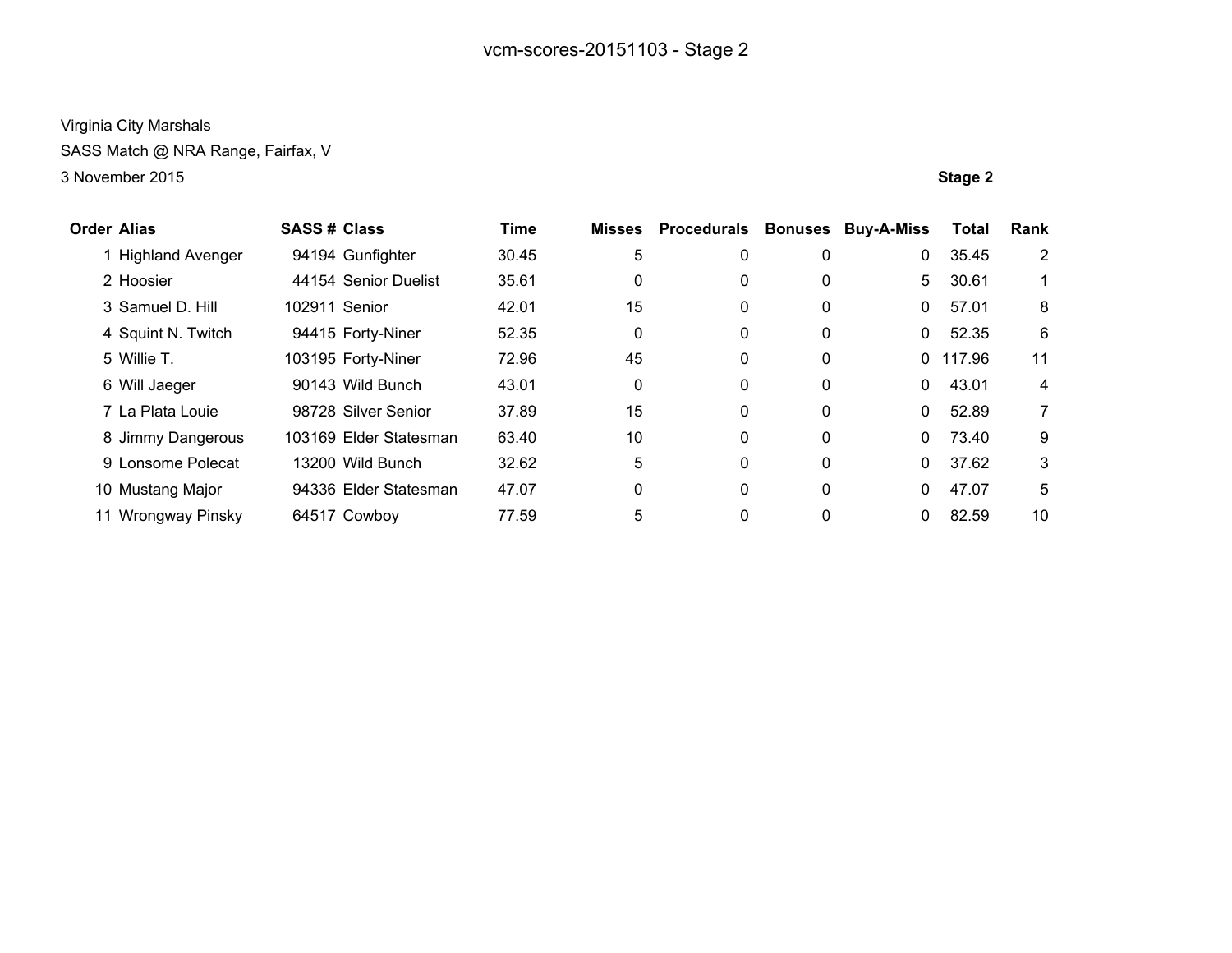# vcm-scores-20151103 - Stage 2

Virginia City Marshals

SASS Match @ NRA Range, Fairfax, V

3 November 2015

**Stage 2**

| Order | Alias | SASS # | Class | Time | Misses | Procedurals | Bonuses | Buy-A-Miss | Total | Rank |
|---|---|---|---|---|---|---|---|---|---|---|
| 1 | Highland Avenger | 94194 | Gunfighter | 30.45 | 5 | 0 | 0 | 0 | 35.45 | 2 |
| 2 | Hoosier | 44154 | Senior Duelist | 35.61 | 0 | 0 | 0 | 5 | 30.61 | 1 |
| 3 | Samuel D. Hill | 102911 | Senior | 42.01 | 15 | 0 | 0 | 0 | 57.01 | 8 |
| 4 | Squint N. Twitch | 94415 | Forty-Niner | 52.35 | 0 | 0 | 0 | 0 | 52.35 | 6 |
| 5 | Willie T. | 103195 | Forty-Niner | 72.96 | 45 | 0 | 0 | 0 | 117.96 | 11 |
| 6 | Will Jaeger | 90143 | Wild Bunch | 43.01 | 0 | 0 | 0 | 0 | 43.01 | 4 |
| 7 | La Plata Louie | 98728 | Silver Senior | 37.89 | 15 | 0 | 0 | 0 | 52.89 | 7 |
| 8 | Jimmy Dangerous | 103169 | Elder Statesman | 63.40 | 10 | 0 | 0 | 0 | 73.40 | 9 |
| 9 | Lonsome Polecat | 13200 | Wild Bunch | 32.62 | 5 | 0 | 0 | 0 | 37.62 | 3 |
| 10 | Mustang Major | 94336 | Elder Statesman | 47.07 | 0 | 0 | 0 | 0 | 47.07 | 5 |
| 11 | Wrongway Pinsky | 64517 | Cowboy | 77.59 | 5 | 0 | 0 | 0 | 82.59 | 10 |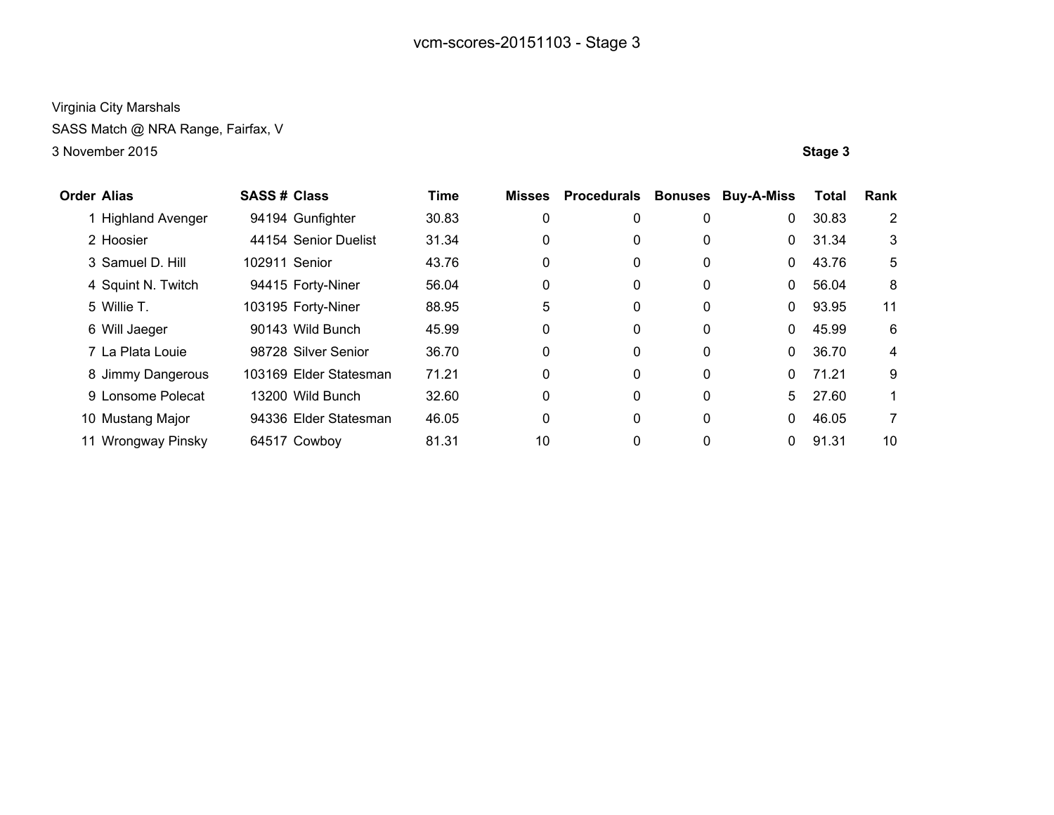# vcm-scores-20151103 - Stage 3

Virginia City Marshals
SASS Match @ NRA Range, Fairfax, V
3 November 2015

**Stage 3**

| Order | Alias | SASS # | Class | Time | Misses | Procedurals | Bonuses | Buy-A-Miss | Total | Rank |
|---|---|---|---|---|---|---|---|---|---|---|
| 1 | Highland Avenger | 94194 | Gunfighter | 30.83 | 0 | 0 | 0 | 0 | 30.83 | 2 |
| 2 | Hoosier | 44154 | Senior Duelist | 31.34 | 0 | 0 | 0 | 0 | 31.34 | 3 |
| 3 | Samuel D. Hill | 102911 | Senior | 43.76 | 0 | 0 | 0 | 0 | 43.76 | 5 |
| 4 | Squint N. Twitch | 94415 | Forty-Niner | 56.04 | 0 | 0 | 0 | 0 | 56.04 | 8 |
| 5 | Willie T. | 103195 | Forty-Niner | 88.95 | 5 | 0 | 0 | 0 | 93.95 | 11 |
| 6 | Will Jaeger | 90143 | Wild Bunch | 45.99 | 0 | 0 | 0 | 0 | 45.99 | 6 |
| 7 | La Plata Louie | 98728 | Silver Senior | 36.70 | 0 | 0 | 0 | 0 | 36.70 | 4 |
| 8 | Jimmy Dangerous | 103169 | Elder Statesman | 71.21 | 0 | 0 | 0 | 0 | 71.21 | 9 |
| 9 | Lonsome Polecat | 13200 | Wild Bunch | 32.60 | 0 | 0 | 0 | 5 | 27.60 | 1 |
| 10 | Mustang Major | 94336 | Elder Statesman | 46.05 | 0 | 0 | 0 | 0 | 46.05 | 7 |
| 11 | Wrongway Pinsky | 64517 | Cowboy | 81.31 | 10 | 0 | 0 | 0 | 91.31 | 10 |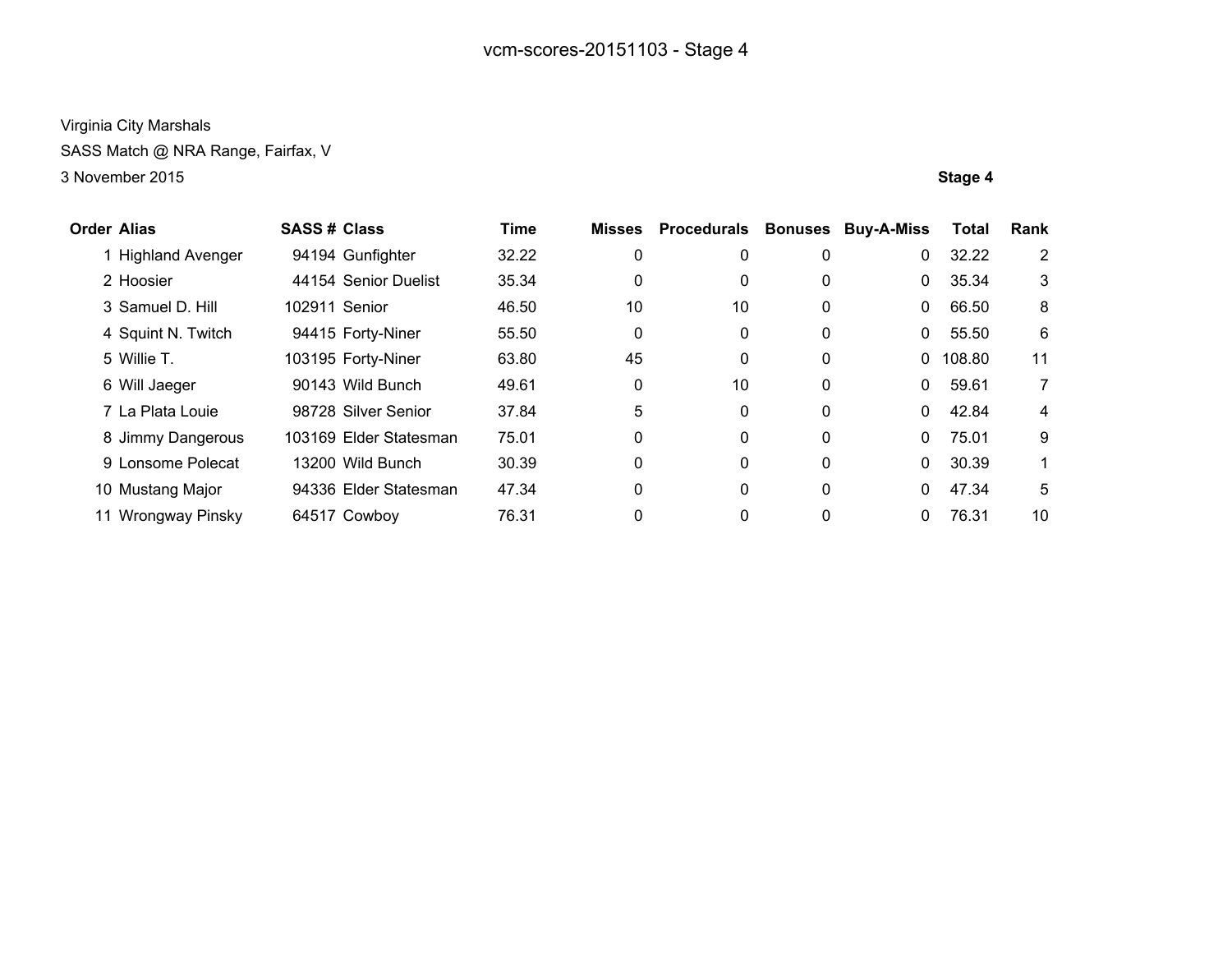# vcm-scores-20151103 - Stage 4

Virginia City Marshals
SASS Match @ NRA Range, Fairfax, V
3 November 2015

**Stage 4**

| Order | Alias | SASS # | Class | Time | Misses | Procedurals | Bonuses | Buy-A-Miss | Total | Rank |
|---|---|---|---|---|---|---|---|---|---|---|
| 1 | Highland Avenger | 94194 | Gunfighter | 32.22 | 0 | 0 | 0 | 0 | 32.22 | 2 |
| 2 | Hoosier | 44154 | Senior Duelist | 35.34 | 0 | 0 | 0 | 0 | 35.34 | 3 |
| 3 | Samuel D. Hill | 102911 | Senior | 46.50 | 10 | 10 | 0 | 0 | 66.50 | 8 |
| 4 | Squint N. Twitch | 94415 | Forty-Niner | 55.50 | 0 | 0 | 0 | 0 | 55.50 | 6 |
| 5 | Willie T. | 103195 | Forty-Niner | 63.80 | 45 | 0 | 0 | 0 | 108.80 | 11 |
| 6 | Will Jaeger | 90143 | Wild Bunch | 49.61 | 0 | 10 | 0 | 0 | 59.61 | 7 |
| 7 | La Plata Louie | 98728 | Silver Senior | 37.84 | 5 | 0 | 0 | 0 | 42.84 | 4 |
| 8 | Jimmy Dangerous | 103169 | Elder Statesman | 75.01 | 0 | 0 | 0 | 0 | 75.01 | 9 |
| 9 | Lonsome Polecat | 13200 | Wild Bunch | 30.39 | 0 | 0 | 0 | 0 | 30.39 | 1 |
| 10 | Mustang Major | 94336 | Elder Statesman | 47.34 | 0 | 0 | 0 | 0 | 47.34 | 5 |
| 11 | Wrongway Pinsky | 64517 | Cowboy | 76.31 | 0 | 0 | 0 | 0 | 76.31 | 10 |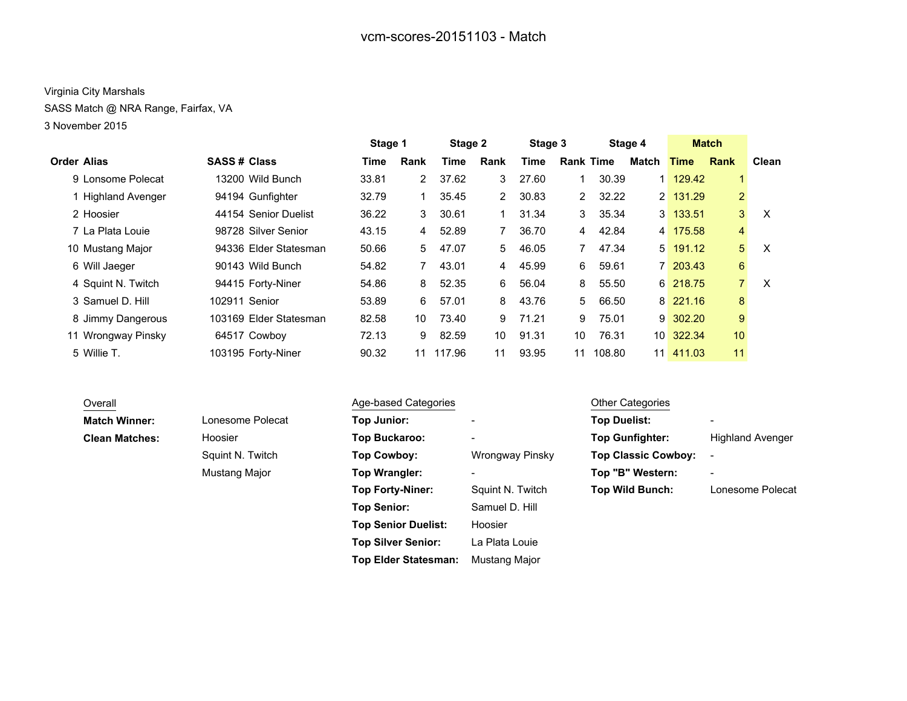# vcm-scores-20151103 - Match

Virginia City Marshals

SASS Match @ NRA Range, Fairfax, VA

3 November 2015

| | | | | Stage 1 | | Stage 2 | | Stage 3 | | Stage 4 | | Match | | |
|---|---|---|---|---|---|---|---|---|---|---|---|---|---|---|
| Order | Alias | SASS # | Class | Time | Rank | Time | Rank | Time | Rank | Time | Match | Time | Rank | Clean |
| 9 | Lonsome Polecat | 13200 | Wild Bunch | 33.81 | 2 | 37.62 | 3 | 27.60 | 1 | 30.39 | 1 | 129.42 | 1 | |
| 1 | Highland Avenger | 94194 | Gunfighter | 32.79 | 1 | 35.45 | 2 | 30.83 | 2 | 32.22 | 2 | 131.29 | 2 | |
| 2 | Hoosier | 44154 | Senior Duelist | 36.22 | 3 | 30.61 | 1 | 31.34 | 3 | 35.34 | 3 | 133.51 | 3 | X |
| 7 | La Plata Louie | 98728 | Silver Senior | 43.15 | 4 | 52.89 | 7 | 36.70 | 4 | 42.84 | 4 | 175.58 | 4 | |
| 10 | Mustang Major | 94336 | Elder Statesman | 50.66 | 5 | 47.07 | 5 | 46.05 | 7 | 47.34 | 5 | 191.12 | 5 | X |
| 6 | Will Jaeger | 90143 | Wild Bunch | 54.82 | 7 | 43.01 | 4 | 45.99 | 6 | 59.61 | 7 | 203.43 | 6 | |
| 4 | Squint N. Twitch | 94415 | Forty-Niner | 54.86 | 8 | 52.35 | 6 | 56.04 | 8 | 55.50 | 6 | 218.75 | 7 | X |
| 3 | Samuel D. Hill | 102911 | Senior | 53.89 | 6 | 57.01 | 8 | 43.76 | 5 | 66.50 | 8 | 221.16 | 8 | |
| 8 | Jimmy Dangerous | 103169 | Elder Statesman | 82.58 | 10 | 73.40 | 9 | 71.21 | 9 | 75.01 | 9 | 302.20 | 9 | |
| 11 | Wrongway Pinsky | 64517 | Cowboy | 72.13 | 9 | 82.59 | 10 | 91.31 | 10 | 76.31 | 10 | 322.34 | 10 | |
| 5 | Willie T. | 103195 | Forty-Niner | 90.32 | 11 | 117.96 | 11 | 93.95 | 11 | 108.80 | 11 | 411.03 | 11 | |

**Overall**

| | |
|---|---|
| **Match Winner:** | Lonesome Polecat |
| **Clean Matches:** | Hoosier |
| | Squint N. Twitch |
| | Mustang Major |

**Age-based Categories**

| | |
|---|---|
| **Top Junior:** | - |
| **Top Buckaroo:** | - |
| **Top Cowboy:** | Wrongway Pinsky |
| **Top Wrangler:** | - |
| **Top Forty-Niner:** | Squint N. Twitch |
| **Top Senior:** | Samuel D. Hill |
| **Top Senior Duelist:** | Hoosier |
| **Top Silver Senior:** | La Plata Louie |
| **Top Elder Statesman:** | Mustang Major |

**Other Categories**

| | |
|---|---|
| **Top Duelist:** | - |
| **Top Gunfighter:** | Highland Avenger |
| **Top Classic Cowboy:** | - |
| **Top "B" Western:** | - |
| **Top Wild Bunch:** | Lonesome Polecat |